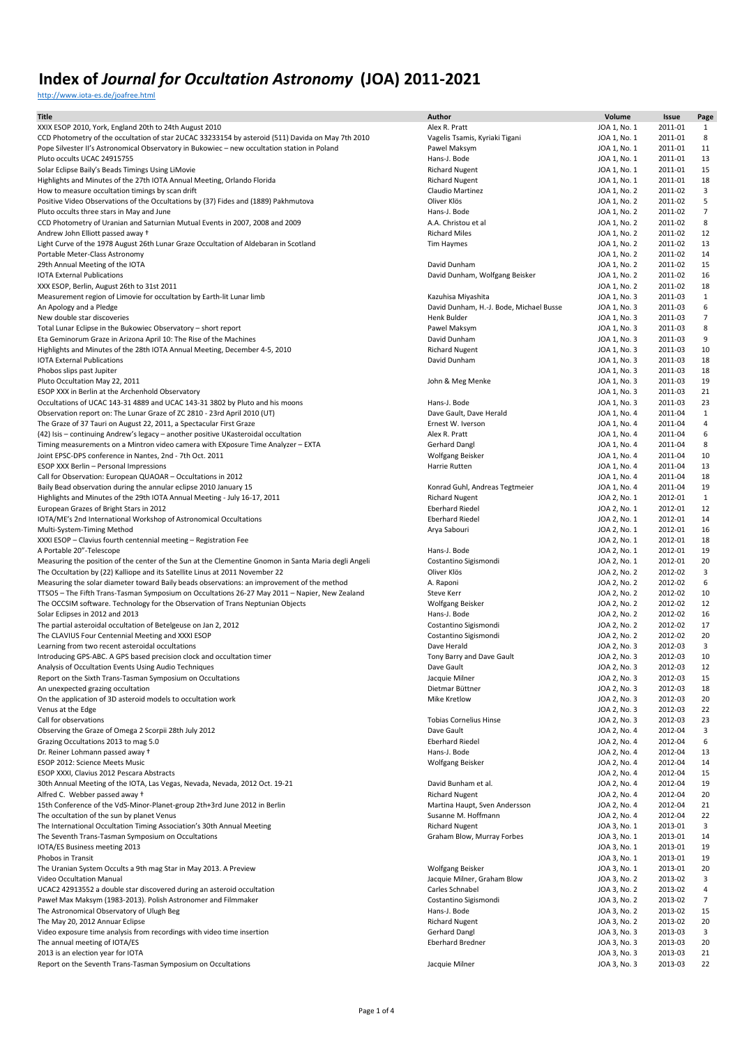# Index of *Journal for Occultation Astronomy* (JOA) 2011-2021

http://www.iota-es.de/joafree.html

| Title | Author | Volume | Issue | Page |
|---|---|---|---|---|
| XXIX ESOP 2010, York, England 20th to 24th August 2010 | Alex R. Pratt | JOA 1, No. 1 | 2011-01 | 1 |
| CCD Photometry of the occultation of star 2UCAC 33233154 by asteroid (511) Davida on May 7th 2010 | Vagelis Tsamis, Kyriaki Tigani | JOA 1, No. 1 | 2011-01 | 8 |
| Pope Silvester II's Astronomical Observatory in Bukowiec – new occultation station in Poland | Pawel Maksym | JOA 1, No. 1 | 2011-01 | 11 |
| Pluto occults UCAC 24915755 | Hans-J. Bode | JOA 1, No. 1 | 2011-01 | 13 |
| Solar Eclipse Baily's Beads Timings Using LiMovie | Richard Nugent | JOA 1, No. 1 | 2011-01 | 15 |
| Highlights and Minutes of the 27th IOTA Annual Meeting, Orlando Florida | Richard Nugent | JOA 1, No. 1 | 2011-01 | 18 |
| How to measure occultation timings by scan drift | Claudio Martinez | JOA 1, No. 2 | 2011-02 | 3 |
| Positive Video Observations of the Occultations by (37) Fides and (1889) Pakhmutova | Oliver Klös | JOA 1, No. 2 | 2011-02 | 5 |
| Pluto occults three stars in May and June | Hans-J. Bode | JOA 1, No. 2 | 2011-02 | 7 |
| CCD Photometry of Uranian and Saturnian Mutual Events in 2007, 2008 and 2009 | A.A. Christou et al | JOA 1, No. 2 | 2011-02 | 8 |
| Andrew John Elliott passed away † | Richard Miles | JOA 1, No. 2 | 2011-02 | 12 |
| Light Curve of the 1978 August 26th Lunar Graze Occultation of Aldebaran in Scotland | Tim Haymes | JOA 1, No. 2 | 2011-02 | 13 |
| Portable Meter-Class Astronomy | | JOA 1, No. 2 | 2011-02 | 14 |
| 29th Annual Meeting of the IOTA | David Dunham | JOA 1, No. 2 | 2011-02 | 15 |
| IOTA External Publications | David Dunham, Wolfgang Beisker | JOA 1, No. 2 | 2011-02 | 16 |
| XXX ESOP, Berlin, August 26th to 31st 2011 | | JOA 1, No. 2 | 2011-02 | 18 |
| Measurement region of Limovie for occultation by Earth-lit Lunar limb | Kazuhisa Miyashita | JOA 1, No. 3 | 2011-03 | 1 |
| An Apology and a Pledge | David Dunham, H.-J. Bode, Michael Busse | JOA 1, No. 3 | 2011-03 | 6 |
| New double star discoveries | Henk Bulder | JOA 1, No. 3 | 2011-03 | 7 |
| Total Lunar Eclipse in the Bukowiec Observatory – short report | Pawel Maksym | JOA 1, No. 3 | 2011-03 | 8 |
| Eta Geminorum Graze in Arizona April 10: The Rise of the Machines | David Dunham | JOA 1, No. 3 | 2011-03 | 9 |
| Highlights and Minutes of the 28th IOTA Annual Meeting, December 4-5, 2010 | Richard Nugent | JOA 1, No. 3 | 2011-03 | 10 |
| IOTA External Publications | David Dunham | JOA 1, No. 3 | 2011-03 | 18 |
| Phobos slips past Jupiter | | JOA 1, No. 3 | 2011-03 | 18 |
| Pluto Occultation May 22, 2011 | John & Meg Menke | JOA 1, No. 3 | 2011-03 | 19 |
| ESOP XXX in Berlin at the Archenhold Observatory | | JOA 1, No. 3 | 2011-03 | 21 |
| Occultations of UCAC 143-31 4889 and UCAC 143-31 3802 by Pluto and his moons | Hans-J. Bode | JOA 1, No. 3 | 2011-03 | 23 |
| Observation report on: The Lunar Graze of ZC 2810 - 23rd April 2010 (UT) | Dave Gault, Dave Herald | JOA 1, No. 4 | 2011-04 | 1 |
| The Graze of 37 Tauri on August 22, 2011, a Spectacular First Graze | Ernest W. Iverson | JOA 1, No. 4 | 2011-04 | 4 |
| (42) Isis – continuing Andrew's legacy – another positive UKasteroidal occultation | Alex R. Pratt | JOA 1, No. 4 | 2011-04 | 6 |
| Timing measurements on a Mintron video camera with EXposure Time Analyzer – EXTA | Gerhard Dangl | JOA 1, No. 4 | 2011-04 | 8 |
| Joint EPSC-DPS conference in Nantes, 2nd - 7th Oct. 2011 | Wolfgang Beisker | JOA 1, No. 4 | 2011-04 | 10 |
| ESOP XXX Berlin – Personal Impressions | Harrie Rutten | JOA 1, No. 4 | 2011-04 | 13 |
| Call for Observation: European QUAOAR – Occultations in 2012 | | JOA 1, No. 4 | 2011-04 | 18 |
| Baily Bead observation during the annular eclipse 2010 January 15 | Konrad Guhl, Andreas Tegtmeier | JOA 1, No. 4 | 2011-04 | 19 |
| Highlights and Minutes of the 29th IOTA Annual Meeting - July 16-17, 2011 | Richard Nugent | JOA 2, No. 1 | 2012-01 | 1 |
| European Grazes of Bright Stars in 2012 | Eberhard Riedel | JOA 2, No. 1 | 2012-01 | 12 |
| IOTA/ME's 2nd International Workshop of Astronomical Occultations | Eberhard Riedel | JOA 2, No. 1 | 2012-01 | 14 |
| Multi-System-Timing Method | Arya Sabouri | JOA 2, No. 1 | 2012-01 | 16 |
| XXXI ESOP – Clavius fourth centennial meeting – Registration Fee | | JOA 2, No. 1 | 2012-01 | 18 |
| A Portable 20"-Telescope | Hans-J. Bode | JOA 2, No. 1 | 2012-01 | 19 |
| Measuring the position of the center of the Sun at the Clementine Gnomon in Santa Maria degli Angeli | Costantino Sigismondi | JOA 2, No. 1 | 2012-01 | 20 |
| The Occultation by (22) Kalliope and its Satellite Linus at 2011 November 22 | Oliver Klös | JOA 2, No. 2 | 2012-02 | 3 |
| Measuring the solar diameter toward Baily beads observations: an improvement of the method | A. Raponi | JOA 2, No. 2 | 2012-02 | 6 |
| TTSO5 – The Fifth Trans-Tasman Symposium on Occultations 26-27 May 2011 – Napier, New Zealand | Steve Kerr | JOA 2, No. 2 | 2012-02 | 10 |
| The OCCSIM software. Technology for the Observation of Trans Neptunian Objects | Wolfgang Beisker | JOA 2, No. 2 | 2012-02 | 12 |
| Solar Eclipses in 2012 and 2013 | Hans-J. Bode | JOA 2, No. 2 | 2012-02 | 16 |
| The partial asteroidal occultation of Betelgeuse on Jan 2, 2012 | Costantino Sigismondi | JOA 2, No. 2 | 2012-02 | 17 |
| The CLAVIUS Four Centennial Meeting and XXXI ESOP | Costantino Sigismondi | JOA 2, No. 2 | 2012-02 | 20 |
| Learning from two recent asteroidal occultations | Dave Herald | JOA 2, No. 3 | 2012-03 | 3 |
| Introducing GPS-ABC. A GPS based precision clock and occultation timer | Tony Barry and Dave Gault | JOA 2, No. 3 | 2012-03 | 10 |
| Analysis of Occultation Events Using Audio Techniques | Dave Gault | JOA 2, No. 3 | 2012-03 | 12 |
| Report on the Sixth Trans-Tasman Symposium on Occultations | Jacquie Milner | JOA 2, No. 3 | 2012-03 | 15 |
| An unexpected grazing occultation | Dietmar Büttner | JOA 2, No. 3 | 2012-03 | 18 |
| On the application of 3D asteroid models to occultation work | Mike Kretlow | JOA 2, No. 3 | 2012-03 | 20 |
| Venus at the Edge | | JOA 2, No. 3 | 2012-03 | 22 |
| Call for observations | Tobias Cornelius Hinse | JOA 2, No. 3 | 2012-03 | 23 |
| Observing the Graze of Omega 2 Scorpii 28th July 2012 | Dave Gault | JOA 2, No. 4 | 2012-04 | 3 |
| Grazing Occultations 2013 to mag 5.0 | Eberhard Riedel | JOA 2, No. 4 | 2012-04 | 6 |
| Dr. Reiner Lohmann passed away † | Hans-J. Bode | JOA 2, No. 4 | 2012-04 | 13 |
| ESOP 2012: Science Meets Music | Wolfgang Beisker | JOA 2, No. 4 | 2012-04 | 14 |
| ESOP XXXI, Clavius 2012 Pescara Abstracts | | JOA 2, No. 4 | 2012-04 | 15 |
| 30th Annual Meeting of the IOTA, Las Vegas, Nevada, Nevada, 2012 Oct. 19-21 | David Bunham et al. | JOA 2, No. 4 | 2012-04 | 19 |
| Alfred C. Webber passed away † | Richard Nugent | JOA 2, No. 4 | 2012-04 | 20 |
| 15th Conference of the VdS-Minor-Planet-group 2th+3rd June 2012 in Berlin | Martina Haupt, Sven Andersson | JOA 2, No. 4 | 2012-04 | 21 |
| The occultation of the sun by planet Venus | Susanne M. Hoffmann | JOA 2, No. 4 | 2012-04 | 22 |
| The International Occultation Timing Association's 30th Annual Meeting | Richard Nugent | JOA 3, No. 1 | 2013-01 | 3 |
| The Seventh Trans-Tasman Symposium on Occultations | Graham Blow, Murray Forbes | JOA 3, No. 1 | 2013-01 | 14 |
| IOTA/ES Business meeting 2013 | | JOA 3, No. 1 | 2013-01 | 19 |
| Phobos in Transit | | JOA 3, No. 1 | 2013-01 | 19 |
| The Uranian System Occults a 9th mag Star in May 2013. A Preview | Wolfgang Beisker | JOA 3, No. 1 | 2013-01 | 20 |
| Video Occultation Manual | Jacquie Milner, Graham Blow | JOA 3, No. 2 | 2013-02 | 3 |
| UCAC2 42913552 a double star discovered during an asteroid occultation | Carles Schnabel | JOA 3, No. 2 | 2013-02 | 4 |
| Paweł Max Maksym (1983-2013). Polish Astronomer and Filmmaker | Costantino Sigismondi | JOA 3, No. 2 | 2013-02 | 7 |
| The Astronomical Observatory of Ulugh Beg | Hans-J. Bode | JOA 3, No. 2 | 2013-02 | 15 |
| The May 20, 2012 Annuar Eclipse | Richard Nugent | JOA 3, No. 2 | 2013-02 | 20 |
| Video exposure time analysis from recordings with video time insertion | Gerhard Dangl | JOA 3, No. 3 | 2013-03 | 3 |
| The annual meeting of IOTA/ES | Eberhard Bredner | JOA 3, No. 3 | 2013-03 | 20 |
| 2013 is an election year for IOTA | | JOA 3, No. 3 | 2013-03 | 21 |
| Report on the Seventh Trans-Tasman Symposium on Occultations | Jacquie Milner | JOA 3, No. 3 | 2013-03 | 22 |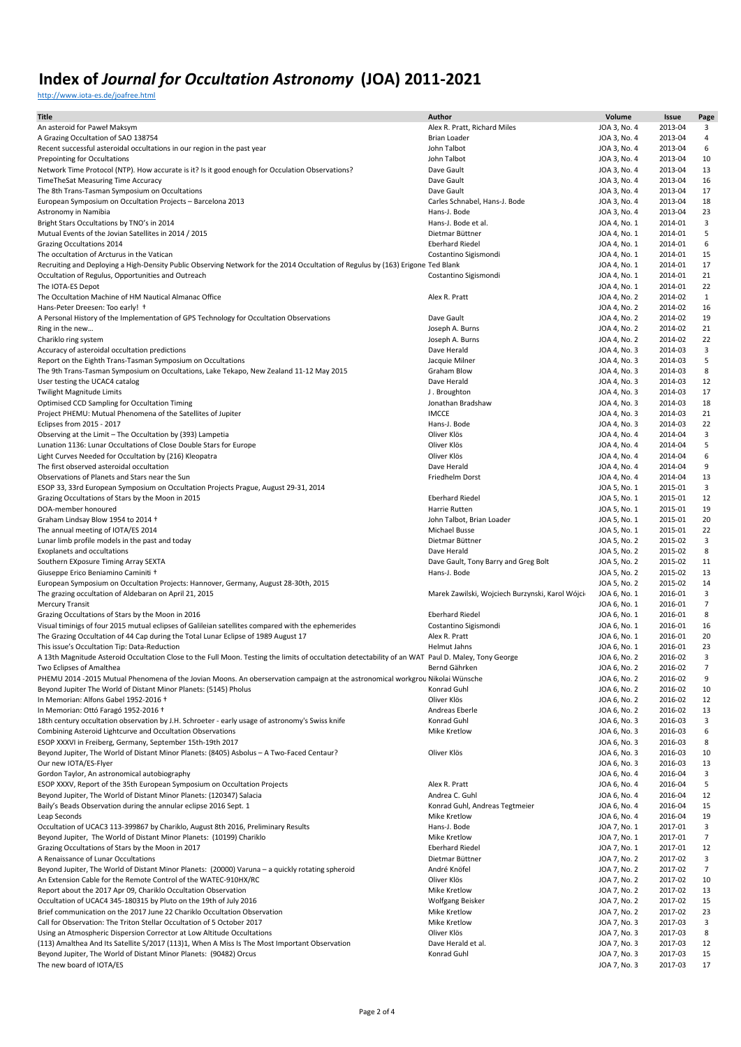# Index of *Journal for Occultation Astronomy* (JOA) 2011-2021

http://www.iota-es.de/joafree.html

| Title | Author | Volume | Issue | Page |
|---|---|---|---|---|
| An asteroid for Pawel Maksym | Alex R. Pratt, Richard Miles | JOA 3, No. 4 | 2013-04 | 3 |
| A Grazing Occultation of SAO 138754 | Brian Loader | JOA 3, No. 4 | 2013-04 | 4 |
| Recent successful asteroidal occultations in our region in the past year | John Talbot | JOA 3, No. 4 | 2013-04 | 6 |
| Prepointing for Occultations | John Talbot | JOA 3, No. 4 | 2013-04 | 10 |
| Network Time Protocol (NTP). How accurate is it? Is it good enough for Occulation Observations? | Dave Gault | JOA 3, No. 4 | 2013-04 | 13 |
| TimeTheSat Measuring Time Accuracy | Dave Gault | JOA 3, No. 4 | 2013-04 | 16 |
| The 8th Trans-Tasman Symposium on Occultations | Dave Gault | JOA 3, No. 4 | 2013-04 | 17 |
| European Symposium on Occultation Projects – Barcelona 2013 | Carles Schnabel, Hans-J. Bode | JOA 3, No. 4 | 2013-04 | 18 |
| Astronomy in Namibia | Hans-J. Bode | JOA 3, No. 4 | 2013-04 | 23 |
| Bright Stars Occultations by TNO's in 2014 | Hans-J. Bode et al. | JOA 4, No. 1 | 2014-01 | 3 |
| Mutual Events of the Jovian Satellites in 2014 / 2015 | Dietmar Büttner | JOA 4, No. 1 | 2014-01 | 5 |
| Grazing Occultations 2014 | Eberhard Riedel | JOA 4, No. 1 | 2014-01 | 6 |
| The occultation of Arcturus in the Vatican | Costantino Sigismondi | JOA 4, No. 1 | 2014-01 | 15 |
| Recruiting and Deploying a High-Density Public Observing Network for the 2014 Occultation of Regulus by (163) Erigone | Ted Blank | JOA 4, No. 1 | 2014-01 | 17 |
| Occultation of Regulus, Opportunities and Outreach | Costantino Sigismondi | JOA 4, No. 1 | 2014-01 | 21 |
| The IOTA-ES Depot | | JOA 4, No. 1 | 2014-01 | 22 |
| The Occultation Machine of HM Nautical Almanac Office | Alex R. Pratt | JOA 4, No. 2 | 2014-02 | 1 |
| Hans-Peter Dreesen: Too early! † | | JOA 4, No. 2 | 2014-02 | 16 |
| A Personal History of the Implementation of GPS Technology for Occultation Observations | Dave Gault | JOA 4, No. 2 | 2014-02 | 19 |
| Ring in the new… | Joseph A. Burns | JOA 4, No. 2 | 2014-02 | 21 |
| Chariklo ring system | Joseph A. Burns | JOA 4, No. 2 | 2014-02 | 22 |
| Accuracy of asteroidal occultation predictions | Dave Herald | JOA 4, No. 3 | 2014-03 | 3 |
| Report on the Eighth Trans-Tasman Symposium on Occultations | Jacquie Milner | JOA 4, No. 3 | 2014-03 | 5 |
| The 9th Trans-Tasman Symposium on Occultations, Lake Tekapo, New Zealand 11-12 May 2015 | Graham Blow | JOA 4, No. 3 | 2014-03 | 8 |
| User testing the UCAC4 catalog | Dave Herald | JOA 4, No. 3 | 2014-03 | 12 |
| Twilight Magnitude Limits | J . Broughton | JOA 4, No. 3 | 2014-03 | 17 |
| Optimised CCD Sampling for Occultation Timing | Jonathan Bradshaw | JOA 4, No. 3 | 2014-03 | 18 |
| Project PHEMU: Mutual Phenomena of the Satellites of Jupiter | IMCCE | JOA 4, No. 3 | 2014-03 | 21 |
| Eclipses from 2015 - 2017 | Hans-J. Bode | JOA 4, No. 3 | 2014-03 | 22 |
| Observing at the Limit – The Occultation by (393) Lampetia | Oliver Klös | JOA 4, No. 4 | 2014-04 | 3 |
| Lunation 1136: Lunar Occultations of Close Double Stars for Europe | Oliver Klös | JOA 4, No. 4 | 2014-04 | 5 |
| Light Curves Needed for Occultation by (216) Kleopatra | Oliver Klös | JOA 4, No. 4 | 2014-04 | 6 |
| The first observed asteroidal occultation | Dave Herald | JOA 4, No. 4 | 2014-04 | 9 |
| Observations of Planets and Stars near the Sun | Friedhelm Dorst | JOA 4, No. 4 | 2014-04 | 13 |
| ESOP 33, 33rd European Symposium on Occultation Projects Prague, August 29-31, 2014 | | JOA 5, No. 1 | 2015-01 | 3 |
| Grazing Occultations of Stars by the Moon in 2015 | Eberhard Riedel | JOA 5, No. 1 | 2015-01 | 12 |
| DOA-member honoured | Harrie Rutten | JOA 5, No. 1 | 2015-01 | 19 |
| Graham Lindsay Blow 1954 to 2014 † | John Talbot, Brian Loader | JOA 5, No. 1 | 2015-01 | 20 |
| The annual meeting of IOTA/ES 2014 | Michael Busse | JOA 5, No. 1 | 2015-01 | 22 |
| Lunar limb profile models in the past and today | Dietmar Büttner | JOA 5, No. 2 | 2015-02 | 3 |
| Exoplanets and occultations | Dave Herald | JOA 5, No. 2 | 2015-02 | 8 |
| Southern EXposure Timing Array SEXTA | Dave Gault, Tony Barry and Greg Bolt | JOA 5, No. 2 | 2015-02 | 11 |
| Giuseppe Erico Beniamino Caminiti † | Hans-J. Bode | JOA 5, No. 2 | 2015-02 | 13 |
| European Symposium on Occultation Projects: Hannover, Germany, August 28-30th, 2015 | | JOA 5, No. 2 | 2015-02 | 14 |
| The grazing occultation of Aldebaran on April 21, 2015 | Marek Zawilski, Wojciech Burzynski, Karol Wójci | JOA 6, No. 1 | 2016-01 | 3 |
| Mercury Transit | | JOA 6, No. 1 | 2016-01 | 7 |
| Grazing Occultations of Stars by the Moon in 2016 | Eberhard Riedel | JOA 6, No. 1 | 2016-01 | 8 |
| Visual timinigs of four 2015 mutual eclipses of Galileian satellites compared with the ephemerides | Costantino Sigismondi | JOA 6, No. 1 | 2016-01 | 16 |
| The Grazing Occultation of 44 Cap during the Total Lunar Eclipse of 1989 August 17 | Alex R. Pratt | JOA 6, No. 1 | 2016-01 | 20 |
| This issue's Occultation Tip: Data-Reduction | Helmut Jahns | JOA 6, No. 1 | 2016-01 | 23 |
| A 13th Magnitude Asteroid Occultation Close to the Full Moon. Testing the limits of occultation detectability of an WAT | Paul D. Maley, Tony George | JOA 6, No. 2 | 2016-02 | 3 |
| Two Eclipses of Amalthea | Bernd Gährken | JOA 6, No. 2 | 2016-02 | 7 |
| PHEMU 2014 -2015 Mutual Phenomena of the Jovian Moons. An oberservation campaign at the astronomical workgrou | Nikolai Wünsche | JOA 6, No. 2 | 2016-02 | 9 |
| Beyond Jupiter The World of Distant Minor Planets: (5145) Pholus | Konrad Guhl | JOA 6, No. 2 | 2016-02 | 10 |
| In Memorian: Alfons Gabel 1952-2016 † | Oliver Klös | JOA 6, No. 2 | 2016-02 | 12 |
| In Memorian: Ottó Faragó 1952-2016 † | Andreas Eberle | JOA 6, No. 2 | 2016-02 | 13 |
| 18th century occultation observation by J.H. Schroeter - early usage of astronomy's Swiss knife | Konrad Guhl | JOA 6, No. 3 | 2016-03 | 3 |
| Combining Asteroid Lightcurve and Occultation Observations | Mike Kretlow | JOA 6, No. 3 | 2016-03 | 6 |
| ESOP XXXVI in Freiberg, Germany, September 15th-19th 2017 | | JOA 6, No. 3 | 2016-03 | 8 |
| Beyond Jupiter, The World of Distant Minor Planets: (8405) Asbolus – A Two-Faced Centaur? | Oliver Klös | JOA 6, No. 3 | 2016-03 | 10 |
| Our new IOTA/ES-Flyer | | JOA 6, No. 3 | 2016-03 | 13 |
| Gordon Taylor, An astronomical autobiography | | JOA 6, No. 4 | 2016-04 | 3 |
| ESOP XXXV, Report of the 35th European Symposium on Occultation Projects | Alex R. Pratt | JOA 6, No. 4 | 2016-04 | 5 |
| Beyond Jupiter, The World of Distant Minor Planets: (120347) Salacia | Andrea C. Guhl | JOA 6, No. 4 | 2016-04 | 12 |
| Baily's Beads Observation during the annular eclipse 2016 Sept. 1 | Konrad Guhl, Andreas Tegtmeier | JOA 6, No. 4 | 2016-04 | 15 |
| Leap Seconds | Mike Kretlow | JOA 6, No. 4 | 2016-04 | 19 |
| Occultation of UCAC3 113-399867 by Chariklo, August 8th 2016, Preliminary Results | Hans-J. Bode | JOA 7, No. 1 | 2017-01 | 3 |
| Beyond Jupiter, The World of Distant Minor Planets: (10199) Chariklo | Mike Kretlow | JOA 7, No. 1 | 2017-01 | 7 |
| Grazing Occultations of Stars by the Moon in 2017 | Eberhard Riedel | JOA 7, No. 1 | 2017-01 | 12 |
| A Renaissance of Lunar Occultations | Dietmar Büttner | JOA 7, No. 2 | 2017-02 | 3 |
| Beyond Jupiter, The World of Distant Minor Planets: (20000) Varuna – a quickly rotating spheroid | André Knöfel | JOA 7, No. 2 | 2017-02 | 7 |
| An Extension Cable for the Remote Control of the WATEC-910HX/RC | Oliver Klös | JOA 7, No. 2 | 2017-02 | 10 |
| Report about the 2017 Apr 09, Chariklo Occultation Observation | Mike Kretlow | JOA 7, No. 2 | 2017-02 | 13 |
| Occultation of UCAC4 345-180315 by Pluto on the 19th of July 2016 | Wolfgang Beisker | JOA 7, No. 2 | 2017-02 | 15 |
| Brief communication on the 2017 June 22 Chariklo Occultation Observation | Mike Kretlow | JOA 7, No. 2 | 2017-02 | 23 |
| Call for Observation: The Triton Stellar Occultation of 5 October 2017 | Mike Kretlow | JOA 7, No. 3 | 2017-03 | 3 |
| Using an Atmospheric Dispersion Corrector at Low Altitude Occultations | Oliver Klös | JOA 7, No. 3 | 2017-03 | 8 |
| (113) Amalthea And Its Satellite S/2017 (113)1, When A Miss Is The Most Important Observation | Dave Herald et al. | JOA 7, No. 3 | 2017-03 | 12 |
| Beyond Jupiter, The World of Distant Minor Planets: (90482) Orcus | Konrad Guhl | JOA 7, No. 3 | 2017-03 | 15 |
| The new board of IOTA/ES | | JOA 7, No. 3 | 2017-03 | 17 |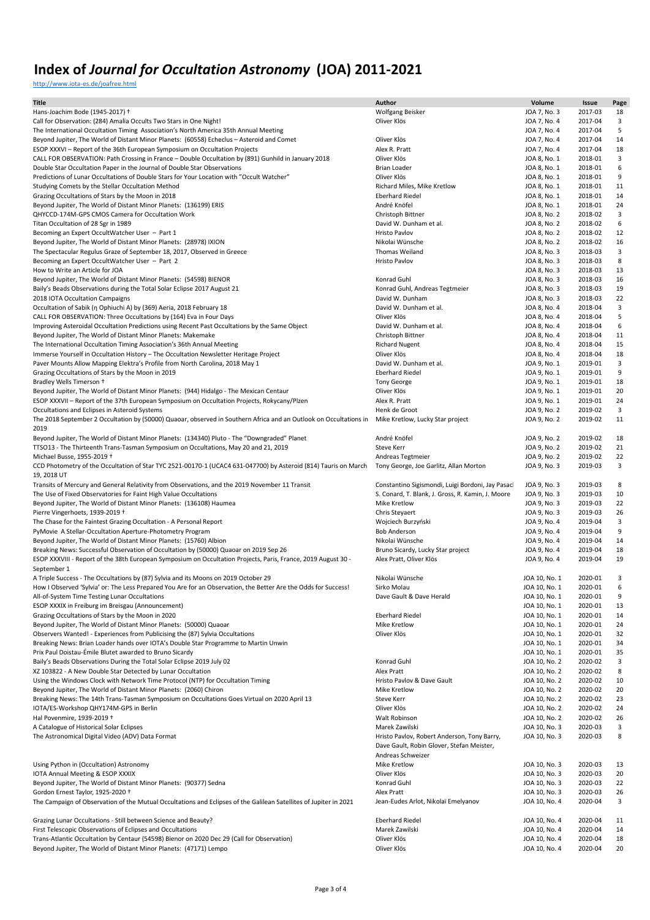# Index of *Journal for Occultation Astronomy* (JOA) 2011-2021

http://www.iota-es.de/joafree.html

| Title | Author | Volume | Issue | Page |
|---|---|---|---|---|
| Hans-Joachim Bode (1945-2017) † | Wolfgang Beisker | JOA 7, No. 3 | 2017-03 | 18 |
| Call for Observation: (284) Amalia Occults Two Stars in One Night! | Oliver Klös | JOA 7, No. 4 | 2017-04 | 3 |
| The International Occultation Timing Association's North America 35th Annual Meeting | | JOA 7, No. 4 | 2017-04 | 5 |
| Beyond Jupiter, The World of Distant Minor Planets: (60558) Echeclus – Asteroid and Comet | Oliver Klös | JOA 7, No. 4 | 2017-04 | 14 |
| ESOP XXXVI – Report of the 36th European Symposium on Occultation Projects | Alex R. Pratt | JOA 7, No. 4 | 2017-04 | 18 |
| CALL FOR OBSERVATION: Path Crossing in France – Double Occultation by (891) Gunhild in January 2018 | Oliver Klös | JOA 8, No. 1 | 2018-01 | 3 |
| Double Star Occultation Paper in the Journal of Double Star Observations | Brian Loader | JOA 8, No. 1 | 2018-01 | 6 |
| Predictions of Lunar Occultations of Double Stars for Your Location with "Occult Watcher" | Oliver Klös | JOA 8, No. 1 | 2018-01 | 9 |
| Studying Comets by the Stellar Occultation Method | Richard Miles, Mike Kretlow | JOA 8, No. 1 | 2018-01 | 11 |
| Grazing Occultations of Stars by the Moon in 2018 | Eberhard Riedel | JOA 8, No. 1 | 2018-01 | 14 |
| Beyond Jupiter, The World of Distant Minor Planets: (136199) ERIS | André Knöfel | JOA 8, No. 1 | 2018-01 | 24 |
| QHYCCD-174M-GPS CMOS Camera for Occultation Work | Christoph Bittner | JOA 8, No. 2 | 2018-02 | 3 |
| Titan Occultation of 28 Sgr in 1989 | David W. Dunham et al. | JOA 8, No. 2 | 2018-02 | 6 |
| Becoming an Expert OccultWatcher User – Part 1 | Hristo Pavlov | JOA 8, No. 2 | 2018-02 | 12 |
| Beyond Jupiter, The World of Distant Minor Planets: (28978) IXION | Nikolai Wünsche | JOA 8, No. 2 | 2018-02 | 16 |
| The Spectacular Regulus Graze of September 18, 2017, Observed in Greece | Thomas Weiland | JOA 8, No. 3 | 2018-03 | 3 |
| Becoming an Expert OccultWatcher User – Part 2 | Hristo Pavlov | JOA 8, No. 3 | 2018-03 | 8 |
| How to Write an Article for JOA | | JOA 8, No. 3 | 2018-03 | 13 |
| Beyond Jupiter, The World of Distant Minor Planets: (54598) BIENOR | Konrad Guhl | JOA 8, No. 3 | 2018-03 | 16 |
| Baily's Beads Observations during the Total Solar Eclipse 2017 August 21 | Konrad Guhl, Andreas Tegtmeier | JOA 8, No. 3 | 2018-03 | 19 |
| 2018 IOTA Occultation Campaigns | David W. Dunham | JOA 8, No. 3 | 2018-03 | 22 |
| Occultation of Sabik (η Ophiuchi A) by (369) Aeria, 2018 February 18 | David W. Dunham et al. | JOA 8, No. 4 | 2018-04 | 3 |
| CALL FOR OBSERVATION: Three Occultations by (164) Eva in Four Days | Oliver Klös | JOA 8, No. 4 | 2018-04 | 5 |
| Improving Asteroidal Occultation Predictions using Recent Past Occultations by the Same Object | David W. Dunham et al. | JOA 8, No. 4 | 2018-04 | 6 |
| Beyond Jupiter, The World of Distant Minor Planets: Makemake | Christoph Bittner | JOA 8, No. 4 | 2018-04 | 11 |
| The International Occultation Timing Association's 36th Annual Meeting | Richard Nugent | JOA 8, No. 4 | 2018-04 | 15 |
| Immerse Yourself in Occultation History – The Occultation Newsletter Heritage Project | Oliver Klös | JOA 8, No. 4 | 2018-04 | 18 |
| Paver Mounts Allow Mapping Elektra's Profile from North Carolina, 2018 May 1 | David W. Dunham et al. | JOA 9, No. 1 | 2019-01 | 3 |
| Grazing Occultations of Stars by the Moon in 2019 | Eberhard Riedel | JOA 9, No. 1 | 2019-01 | 9 |
| Bradley Wells Timerson † | Tony George | JOA 9, No. 1 | 2019-01 | 18 |
| Beyond Jupiter, The World of Distant Minor Planets: (944) Hidalgo - The Mexican Centaur | Oliver Klös | JOA 9, No. 1 | 2019-01 | 20 |
| ESOP XXXVII – Report of the 37th European Symposium on Occultation Projects, Rokycany/Plzen | Alex R. Pratt | JOA 9, No. 1 | 2019-01 | 24 |
| Occultations and Eclipses in Asteroid Systems | Henk de Groot | JOA 9, No. 2 | 2019-02 | 3 |
| The 2018 September 2 Occultation by (50000) Quaoar, observed in Southern Africa and an Outlook on Occultations in 2019 | Mike Kretlow, Lucky Star project | JOA 9, No. 2 | 2019-02 | 11 |
| Beyond Jupiter, The World of Distant Minor Planets: (134340) Pluto - The "Downgraded" Planet | André Knöfel | JOA 9, No. 2 | 2019-02 | 18 |
| TTSO13 - The Thirteenth Trans-Tasman Symposium on Occultations, May 20 and 21, 2019 | Steve Kerr | JOA 9, No. 2 | 2019-02 | 21 |
| Michael Busse, 1955-2019 † | Andreas Tegtmeier | JOA 9, No. 2 | 2019-02 | 22 |
| CCD Photometry of the Occultation of Star TYC 2521-00170-1 (UCAC4 631-047700) by Asteroid (814) Tauris on March 19, 2018 UT | Tony George, Joe Garlitz, Allan Morton | JOA 9, No. 3 | 2019-03 | 3 |
| Transits of Mercury and General Relativity from Observations, and the 2019 November 11 Transit | Constantino Sigismondi, Luigi Bordoni, Jay Pasacl | JOA 9, No. 3 | 2019-03 | 8 |
| The Use of Fixed Observatories for Faint High Value Occultations | S. Conard, T. Blank, J. Gross, R. Kamin, J. Moore | JOA 9, No. 3 | 2019-03 | 10 |
| Beyond Jupiter, The World of Distant Minor Planets: (136108) Haumea | Mike Kretlow | JOA 9, No. 3 | 2019-03 | 22 |
| Pierre Vingerhoets, 1939-2019 † | Chris Steyaert | JOA 9, No. 3 | 2019-03 | 26 |
| The Chase for the Faintest Grazing Occultation - A Personal Report | Wojciech Burzyński | JOA 9, No. 4 | 2019-04 | 3 |
| PyMovie A Stellar-Occultation Aperture-Photometry Program | Bob Anderson | JOA 9, No. 4 | 2019-04 | 9 |
| Beyond Jupiter, The World of Distant Minor Planets: (15760) Albion | Nikolai Wünsche | JOA 9, No. 4 | 2019-04 | 14 |
| Breaking News: Successful Observation of Occultation by (50000) Quaoar on 2019 Sep 26 | Bruno Sicardy, Lucky Star project | JOA 9, No. 4 | 2019-04 | 18 |
| ESOP XXXVIII - Report of the 38th European Symposium on Occultation Projects, Paris, France, 2019 August 30 - September 1 | Alex Pratt, Oliver Klös | JOA 9, No. 4 | 2019-04 | 19 |
| A Triple Success - The Occultations by (87) Sylvia and its Moons on 2019 October 29 | Nikolai Wünsche | JOA 10, No. 1 | 2020-01 | 3 |
| How I Observed 'Sylvia' or: The Less Prepared You Are for an Observation, the Better Are the Odds for Success! | Sirko Molau | JOA 10, No. 1 | 2020-01 | 6 |
| All-of-System Time Testing Lunar Occultations | Dave Gault & Dave Herald | JOA 10, No. 1 | 2020-01 | 9 |
| ESOP XXXIX in Freiburg im Breisgau (Announcement) | | JOA 10, No. 1 | 2020-01 | 13 |
| Grazing Occultations of Stars by the Moon in 2020 | Eberhard Riedel | JOA 10, No. 1 | 2020-01 | 14 |
| Beyond Jupiter, The World of Distant Minor Planets: (50000) Quaoar | Mike Kretlow | JOA 10, No. 1 | 2020-01 | 24 |
| Observers Wanted! - Experiences from Publicising the (87) Sylvia Occultations | Oliver Klös | JOA 10, No. 1 | 2020-01 | 32 |
| Breaking News: Brian Loader hands over IOTA's Double Star Programme to Martin Unwin | | JOA 10, No. 1 | 2020-01 | 34 |
| Prix Paul Doistau-Émile Blutet awarded to Bruno Sicardy | | JOA 10, No. 1 | 2020-01 | 35 |
| Baily's Beads Observations During the Total Solar Eclipse 2019 July 02 | Konrad Guhl | JOA 10, No. 2 | 2020-02 | 3 |
| XZ 103822 - A New Double Star Detected by Lunar Occultation | Alex Pratt | JOA 10, No. 2 | 2020-02 | 8 |
| Using the Windows Clock with Network Time Protocol (NTP) for Occultation Timing | Hristo Pavlov & Dave Gault | JOA 10, No. 2 | 2020-02 | 10 |
| Beyond Jupiter, The World of Distant Minor Planets: (2060) Chiron | Mike Kretlow | JOA 10, No. 2 | 2020-02 | 20 |
| Breaking News: The 14th Trans-Tasman Symposium on Occultations Goes Virtual on 2020 April 13 | Steve Kerr | JOA 10, No. 2 | 2020-02 | 23 |
| IOTA/ES-Workshop QHY174M-GPS in Berlin | Oliver Klös | JOA 10, No. 2 | 2020-02 | 24 |
| Hal Povenmire, 1939-2019 † | Walt Robinson | JOA 10, No. 2 | 2020-02 | 26 |
| A Catalogue of Historical Solar Eclipses | Marek Zawilski | JOA 10, No. 3 | 2020-03 | 3 |
| The Astronomical Digital Video (ADV) Data Format | Hristo Pavlov, Robert Anderson, Tony Barry, Dave Gault, Robin Glover, Stefan Meister, Andreas Schweizer | JOA 10, No. 3 | 2020-03 | 8 |
| Using Python in (Occultation) Astronomy | Mike Kretlow | JOA 10, No. 3 | 2020-03 | 13 |
| IOTA Annual Meeting & ESOP XXXIX | Oliver Klös | JOA 10, No. 3 | 2020-03 | 20 |
| Beyond Jupiter, The World of Distant Minor Planets: (90377) Sedna | Konrad Guhl | JOA 10, No. 3 | 2020-03 | 22 |
| Gordon Ernest Taylor, 1925-2020 † | Alex Pratt | JOA 10, No. 3 | 2020-03 | 26 |
| The Campaign of Observation of the Mutual Occultations and Eclipses of the Galilean Satellites of Jupiter in 2021 | Jean-Eudes Arlot, Nikolaï Emelyanov | JOA 10, No. 4 | 2020-04 | 3 |
| Grazing Lunar Occultations - Still between Science and Beauty? | Eberhard Riedel | JOA 10, No. 4 | 2020-04 | 11 |
| First Telescopic Observations of Eclipses and Occultations | Marek Zawilski | JOA 10, No. 4 | 2020-04 | 14 |
| Trans-Atlantic Occultation by Centaur (54598) Bienor on 2020 Dec 29 (Call for Observation) | Oliver Klös | JOA 10, No. 4 | 2020-04 | 18 |
| Beyond Jupiter, The World of Distant Minor Planets: (47171) Lempo | Oliver Klös | JOA 10, No. 4 | 2020-04 | 20 |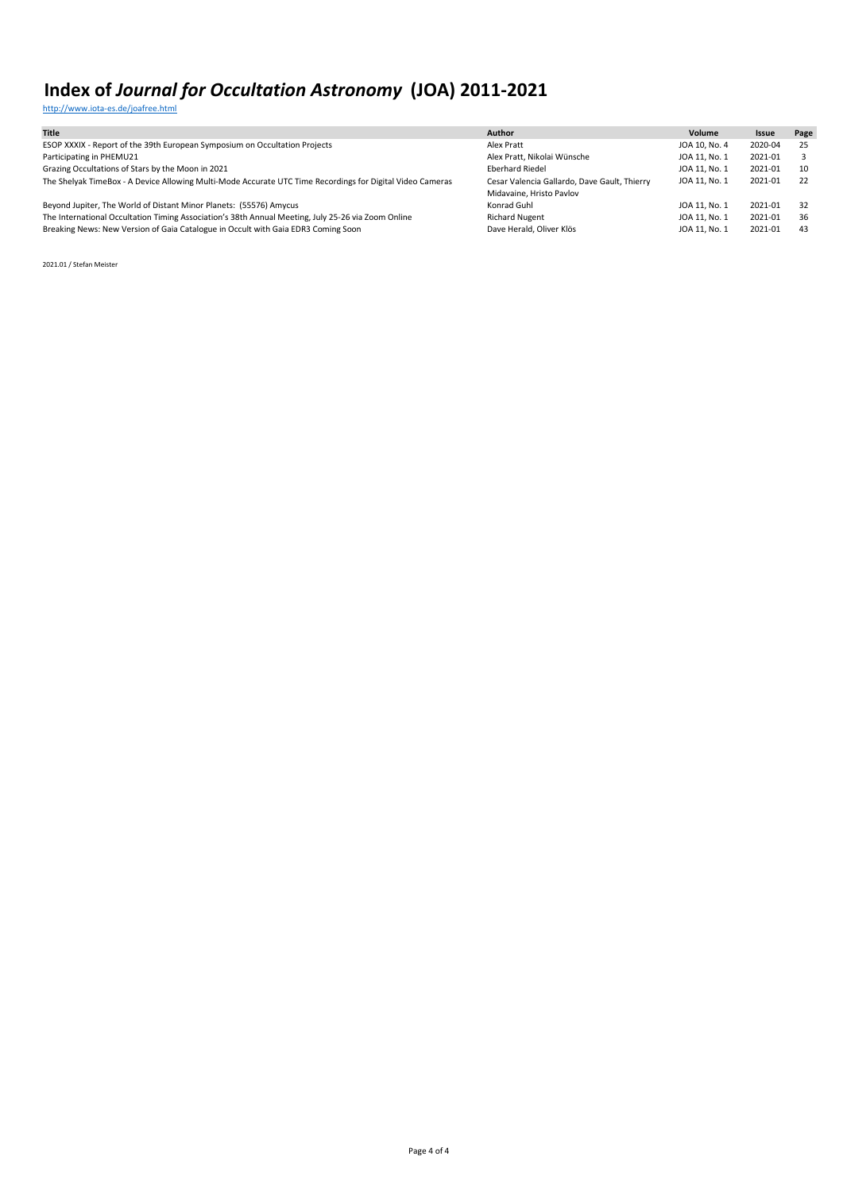# Index of *Journal for Occultation Astronomy* (JOA) 2011-2021

http://www.iota-es.de/joafree.html

| Title | Author | Volume | Issue | Page |
| --- | --- | --- | --- | --- |
| ESOP XXXIX - Report of the 39th European Symposium on Occultation Projects | Alex Pratt | JOA 10, No. 4 | 2020-04 | 25 |
| Participating in PHEMU21 | Alex Pratt, Nikolai Wünsche | JOA 11, No. 1 | 2021-01 | 3 |
| Grazing Occultations of Stars by the Moon in 2021 | Eberhard Riedel | JOA 11, No. 1 | 2021-01 | 10 |
| The Shelyak TimeBox - A Device Allowing Multi-Mode Accurate UTC Time Recordings for Digital Video Cameras | Cesar Valencia Gallardo, Dave Gault, Thierry Midavaine, Hristo Pavlov | JOA 11, No. 1 | 2021-01 | 22 |
| Beyond Jupiter, The World of Distant Minor Planets: (55576) Amycus | Konrad Guhl | JOA 11, No. 1 | 2021-01 | 32 |
| The International Occultation Timing Association's 38th Annual Meeting, July 25-26 via Zoom Online | Richard Nugent | JOA 11, No. 1 | 2021-01 | 36 |
| Breaking News: New Version of Gaia Catalogue in Occult with Gaia EDR3 Coming Soon | Dave Herald, Oliver Klös | JOA 11, No. 1 | 2021-01 | 43 |

2021.01 / Stefan Meister